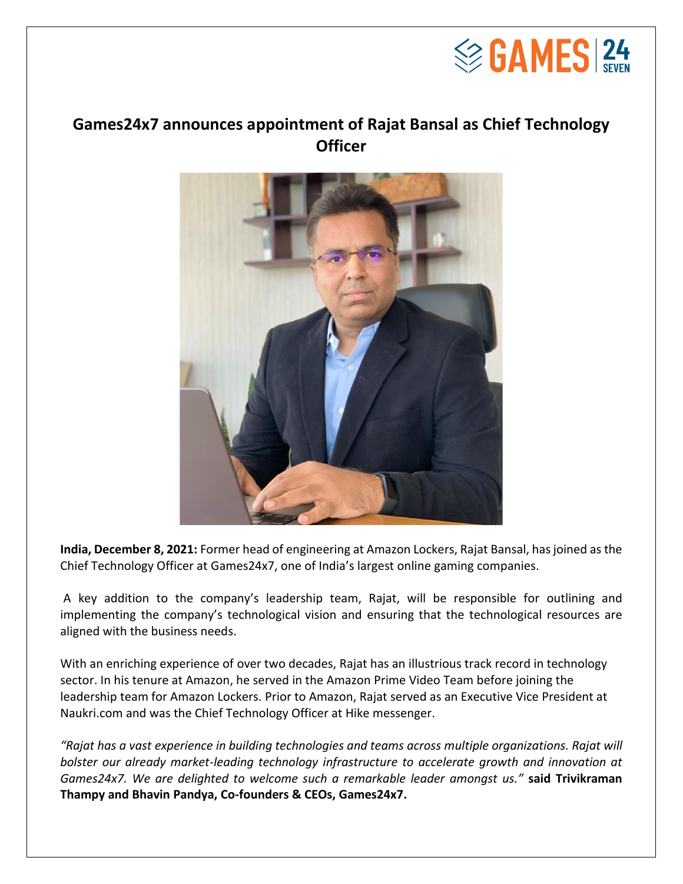# Games24x7 announces appointment of Rajat Bansal as Chief Technology Officer

**India, December 8, 2021:** Former head of engineering at Amazon Lockers, Rajat Bansal, has joined as the Chief Technology Officer at Games24x7, one of India's largest online gaming companies.

A key addition to the company's leadership team, Rajat, will be responsible for outlining and implementing the company's technological vision and ensuring that the technological resources are aligned with the business needs.

With an enriching experience of over two decades, Rajat has an illustrious track record in technology sector. In his tenure at Amazon, he served in the Amazon Prime Video Team before joining the leadership team for Amazon Lockers. Prior to Amazon, Rajat served as an Executive Vice President at Naukri.com and was the Chief Technology Officer at Hike messenger.

*"Rajat has a vast experience in building technologies and teams across multiple organizations. Rajat will bolster our already market-leading technology infrastructure to accelerate growth and innovation at Games24x7. We are delighted to welcome such a remarkable leader amongst us."* **said Trivikraman Thampy and Bhavin Pandya, Co-founders & CEOs, Games24x7.**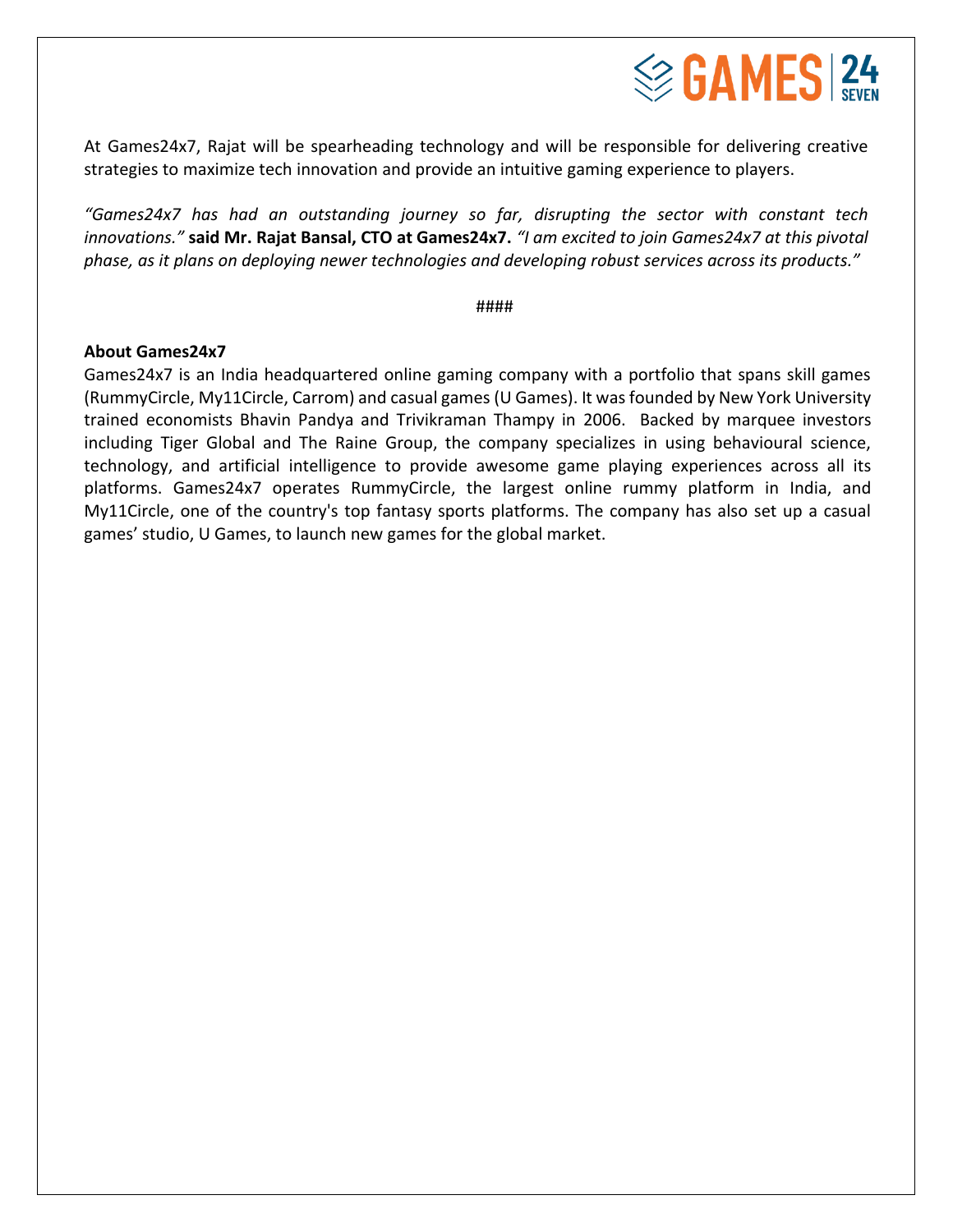At Games24x7, Rajat will be spearheading technology and will be responsible for delivering creative strategies to maximize tech innovation and provide an intuitive gaming experience to players.

*"Games24x7 has had an outstanding journey so far, disrupting the sector with constant tech innovations."* **said Mr. Rajat Bansal, CTO at Games24x7.** *"I am excited to join Games24x7 at this pivotal phase, as it plans on deploying newer technologies and developing robust services across its products."*

####

**About Games24x7**

Games24x7 is an India headquartered online gaming company with a portfolio that spans skill games (RummyCircle, My11Circle, Carrom) and casual games (U Games). It was founded by New York University trained economists Bhavin Pandya and Trivikraman Thampy in 2006. Backed by marquee investors including Tiger Global and The Raine Group, the company specializes in using behavioural science, technology, and artificial intelligence to provide awesome game playing experiences across all its platforms. Games24x7 operates RummyCircle, the largest online rummy platform in India, and My11Circle, one of the country's top fantasy sports platforms. The company has also set up a casual games' studio, U Games, to launch new games for the global market.